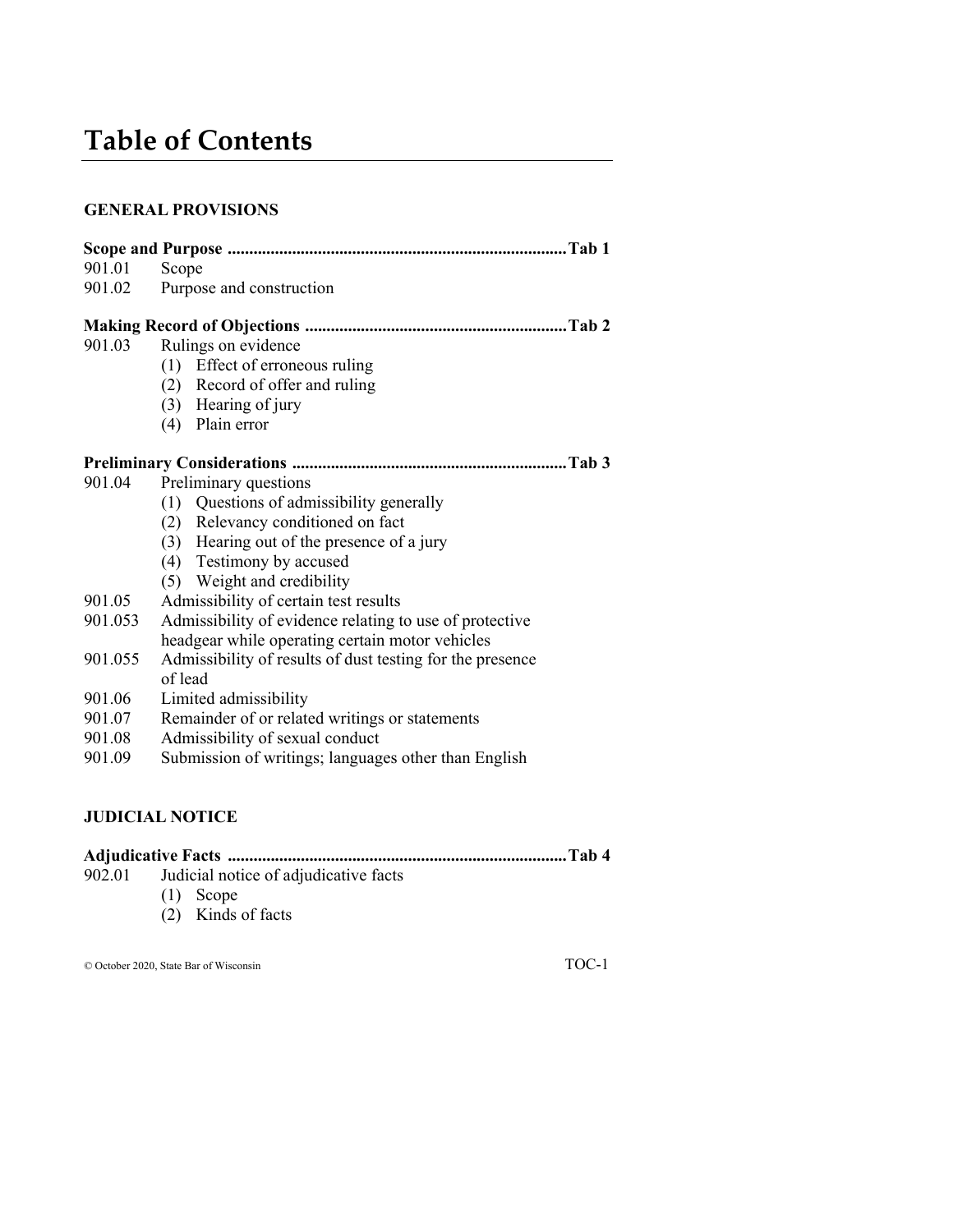# Table of Contents

## GENERAL PROVISIONS

**Scope and Purpose ............................................................................Tab 1**

901.01 Scope

901.02 Purpose and construction

**Making Record of Objections ..........................................................Tab 2**

901.03 Rulings on evidence

- (1) Effect of erroneous ruling
- (2) Record of offer and ruling
- (3) Hearing of jury
- (4) Plain error

**Preliminary Considerations ...............................................................Tab 3**

901.04 Preliminary questions

- (1) Questions of admissibility generally
- (2) Relevancy conditioned on fact
- (3) Hearing out of the presence of a jury
- (4) Testimony by accused
- (5) Weight and credibility

901.05 Admissibility of certain test results

901.053 Admissibility of evidence relating to use of protective headgear while operating certain motor vehicles

901.055 Admissibility of results of dust testing for the presence of lead

901.06 Limited admissibility

901.07 Remainder of or related writings or statements

901.08 Admissibility of sexual conduct

901.09 Submission of writings; languages other than English

## JUDICIAL NOTICE

**Adjudicative Facts ............................................................................Tab 4**

902.01 Judicial notice of adjudicative facts

- (1) Scope
- (2) Kinds of facts

© October 2020, State Bar of Wisconsin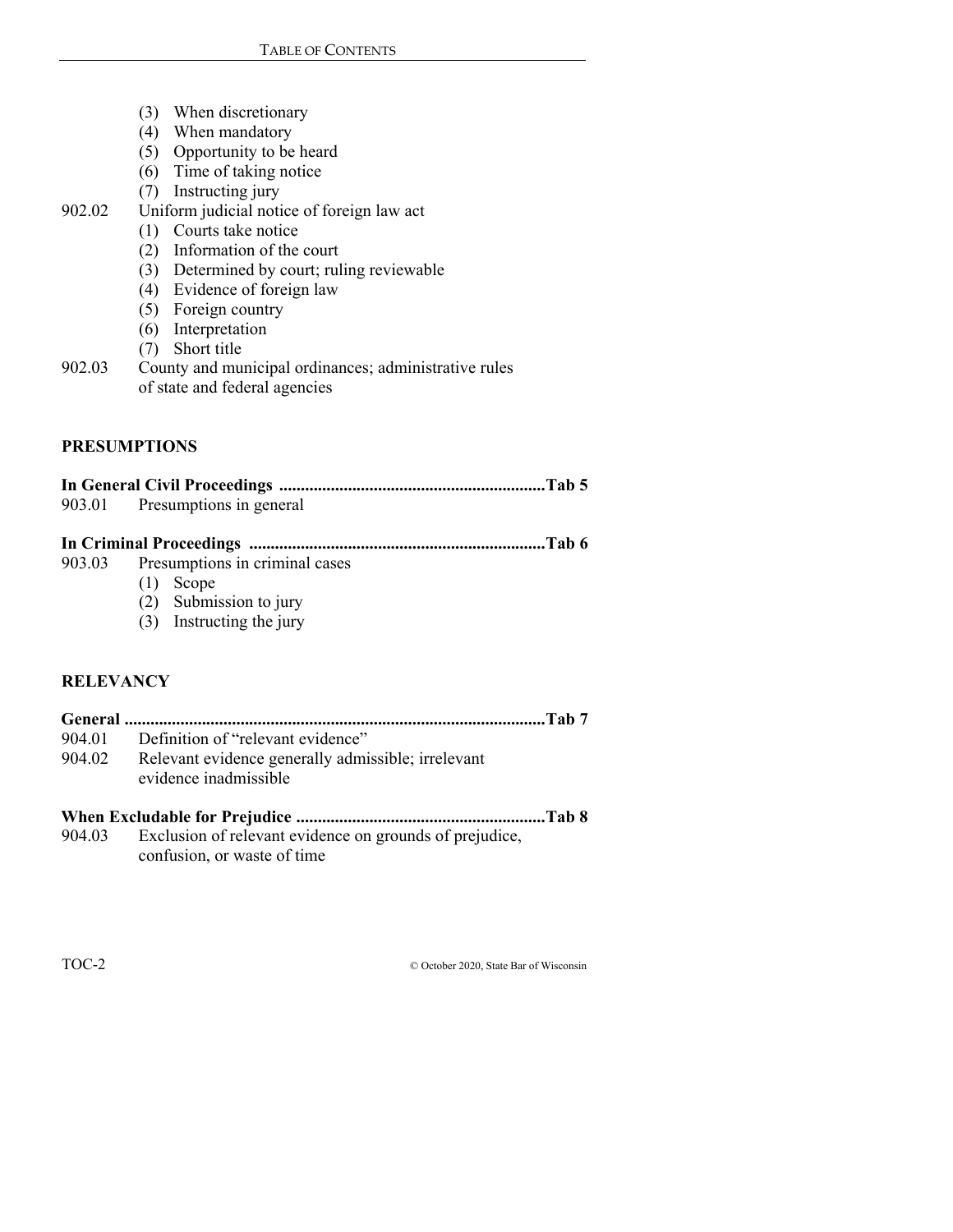- (3) When discretionary
- (4) When mandatory
- (5) Opportunity to be heard
- (6) Time of taking notice
- (7) Instructing jury

902.02 Uniform judicial notice of foreign law act

- (1) Courts take notice
- (2) Information of the court
- (3) Determined by court; ruling reviewable
- (4) Evidence of foreign law
- (5) Foreign country
- (6) Interpretation
- (7) Short title

902.03 County and municipal ordinances; administrative rules of state and federal agencies

## PRESUMPTIONS

**In General Civil Proceedings .............................................................Tab 5**

903.01 Presumptions in general

**In Criminal Proceedings ....................................................................Tab 6**

903.03 Presumptions in criminal cases

- (1) Scope
- (2) Submission to jury
- (3) Instructing the jury

## RELEVANCY

**General .................................................................................................Tab 7**

904.01 Definition of "relevant evidence"

904.02 Relevant evidence generally admissible; irrelevant evidence inadmissible

**When Excludable for Prejudice .........................................................Tab 8**

904.03 Exclusion of relevant evidence on grounds of prejudice, confusion, or waste of time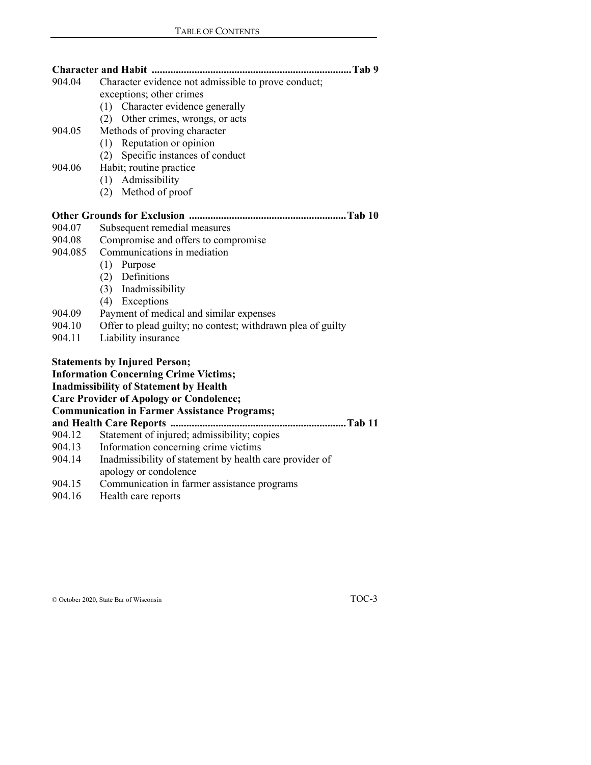**Character and Habit ........................................................................... Tab 9**

904.04 Character evidence not admissible to prove conduct; exceptions; other crimes
- (1) Character evidence generally
- (2) Other crimes, wrongs, or acts

904.05 Methods of proving character
- (1) Reputation or opinion
- (2) Specific instances of conduct

904.06 Habit; routine practice
- (1) Admissibility
- (2) Method of proof

**Other Grounds for Exclusion ........................................................... Tab 10**

904.07 Subsequent remedial measures

904.08 Compromise and offers to compromise

904.085 Communications in mediation
- (1) Purpose
- (2) Definitions
- (3) Inadmissibility
- (4) Exceptions

904.09 Payment of medical and similar expenses

904.10 Offer to plead guilty; no contest; withdrawn plea of guilty

904.11 Liability insurance

**Statements by Injured Person;**
**Information Concerning Crime Victims;**
**Inadmissibility of Statement by Health**
**Care Provider of Apology or Condolence;**
**Communication in Farmer Assistance Programs;**
**and Health Care Reports .................................................................. Tab 11**

904.12 Statement of injured; admissibility; copies

904.13 Information concerning crime victims

904.14 Inadmissibility of statement by health care provider of apology or condolence

904.15 Communication in farmer assistance programs

904.16 Health care reports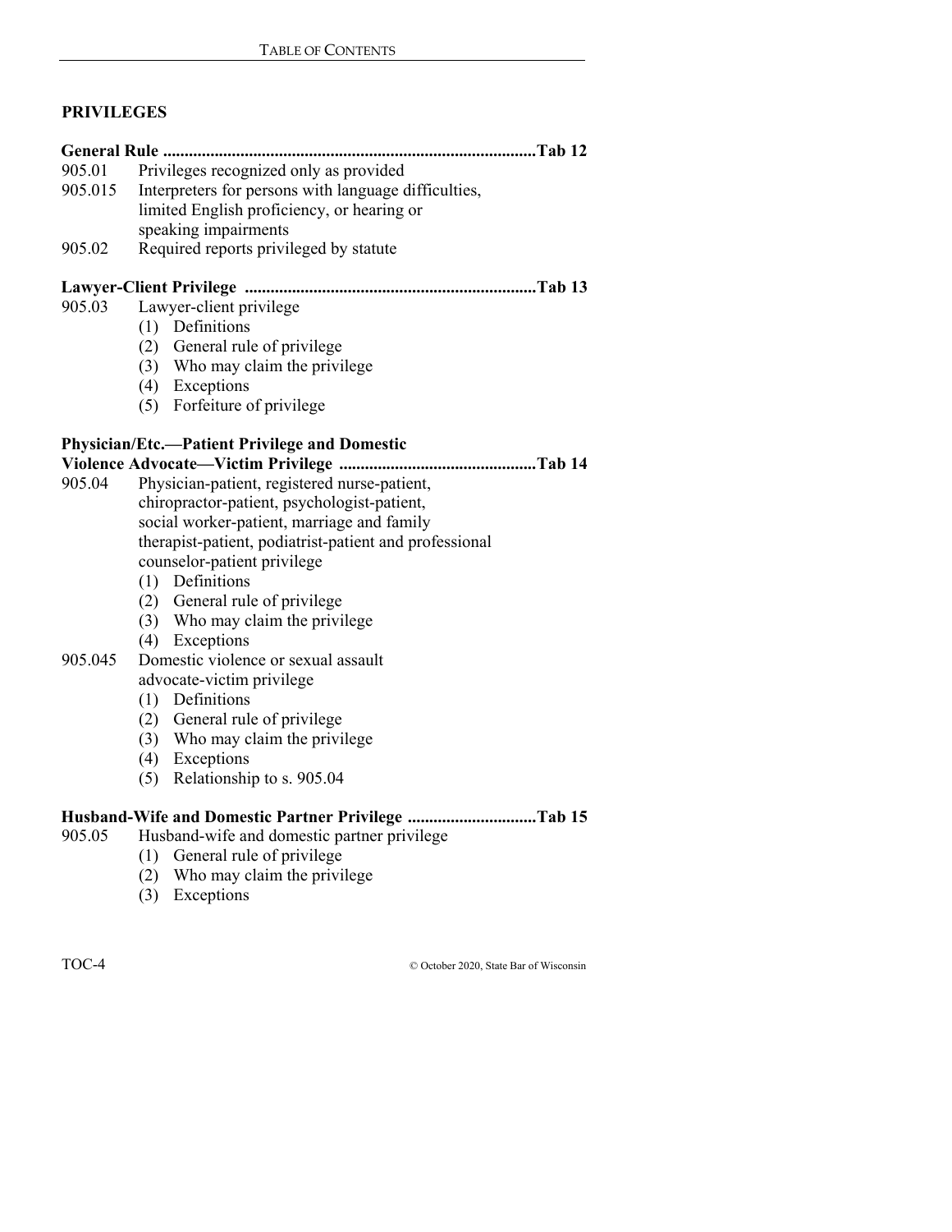## PRIVILEGES

**General Rule .......................................................................................Tab 12**

- 905.01 Privileges recognized only as provided
- 905.015 Interpreters for persons with language difficulties, limited English proficiency, or hearing or speaking impairments
- 905.02 Required reports privileged by statute

**Lawyer-Client Privilege ...................................................................Tab 13**

- 905.03 Lawyer-client privilege
  - (1) Definitions
  - (2) General rule of privilege
  - (3) Who may claim the privilege
  - (4) Exceptions
  - (5) Forfeiture of privilege

**Physician/Etc.—Patient Privilege and Domestic Violence Advocate—Victim Privilege .............................................Tab 14**

- 905.04 Physician-patient, registered nurse-patient, chiropractor-patient, psychologist-patient, social worker-patient, marriage and family therapist-patient, podiatrist-patient and professional counselor-patient privilege
  - (1) Definitions
  - (2) General rule of privilege
  - (3) Who may claim the privilege
  - (4) Exceptions
- 905.045 Domestic violence or sexual assault advocate-victim privilege
  - (1) Definitions
  - (2) General rule of privilege
  - (3) Who may claim the privilege
  - (4) Exceptions
  - (5) Relationship to s. 905.04

**Husband-Wife and Domestic Partner Privilege .............................Tab 15**

- 905.05 Husband-wife and domestic partner privilege
  - (1) General rule of privilege
  - (2) Who may claim the privilege
  - (3) Exceptions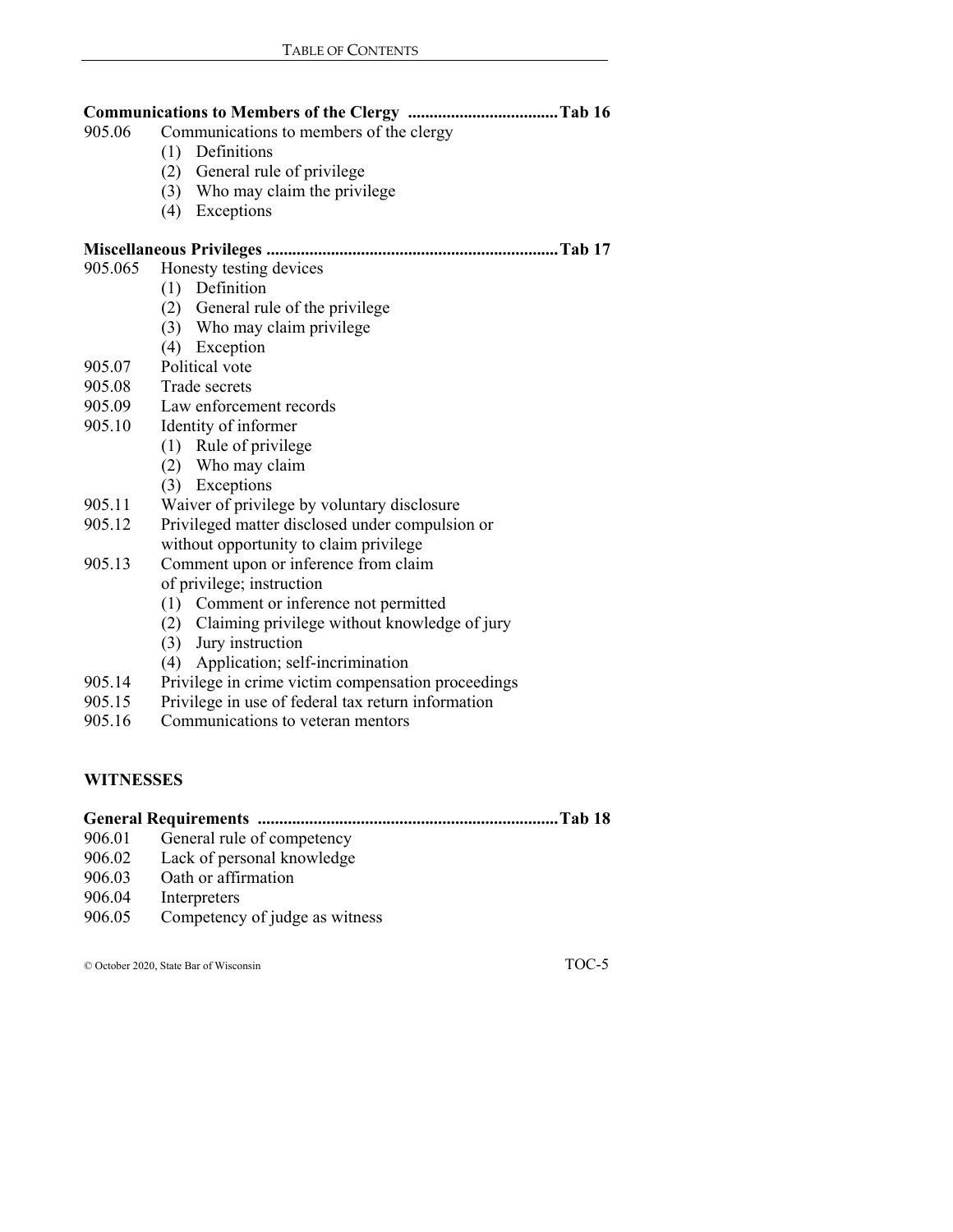**Communications to Members of the Clergy .................................. Tab 16**

905.06 Communications to members of the clergy
- (1) Definitions
- (2) General rule of privilege
- (3) Who may claim the privilege
- (4) Exceptions

**Miscellaneous Privileges .................................................................. Tab 17**

905.065 Honesty testing devices
- (1) Definition
- (2) General rule of the privilege
- (3) Who may claim privilege
- (4) Exception

905.07 Political vote

905.08 Trade secrets

905.09 Law enforcement records

905.10 Identity of informer
- (1) Rule of privilege
- (2) Who may claim
- (3) Exceptions

905.11 Waiver of privilege by voluntary disclosure

905.12 Privileged matter disclosed under compulsion or without opportunity to claim privilege

905.13 Comment upon or inference from claim of privilege; instruction
- (1) Comment or inference not permitted
- (2) Claiming privilege without knowledge of jury
- (3) Jury instruction
- (4) Application; self-incrimination

905.14 Privilege in crime victim compensation proceedings

905.15 Privilege in use of federal tax return information

905.16 Communications to veteran mentors

## WITNESSES

**General Requirements ................................................................... Tab 18**

906.01 General rule of competency

906.02 Lack of personal knowledge

906.03 Oath or affirmation

906.04 Interpreters

906.05 Competency of judge as witness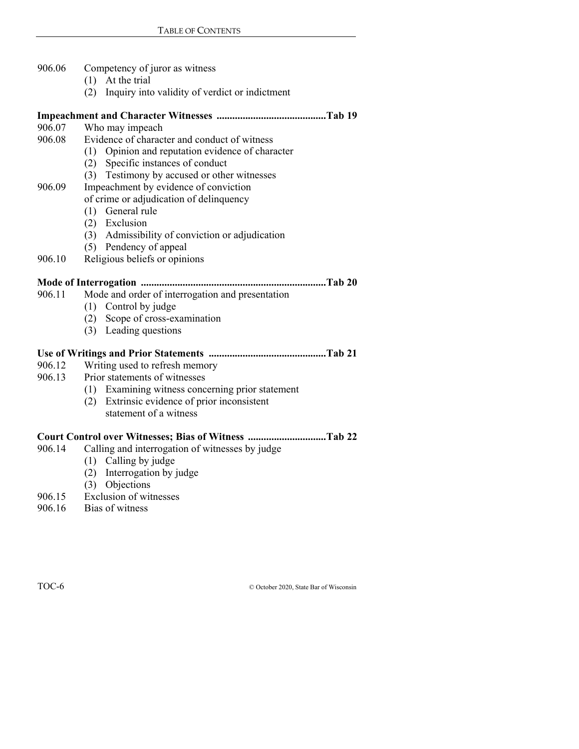906.06 Competency of juror as witness

- (1) At the trial
- (2) Inquiry into validity of verdict or indictment

**Impeachment and Character Witnesses ..........................................Tab 19**

906.07 Who may impeach

906.08 Evidence of character and conduct of witness

- (1) Opinion and reputation evidence of character
- (2) Specific instances of conduct
- (3) Testimony by accused or other witnesses

906.09 Impeachment by evidence of conviction of crime or adjudication of delinquency

- (1) General rule
- (2) Exclusion
- (3) Admissibility of conviction or adjudication
- (5) Pendency of appeal

906.10 Religious beliefs or opinions

**Mode of Interrogation ......................................................................Tab 20**

906.11 Mode and order of interrogation and presentation

- (1) Control by judge
- (2) Scope of cross-examination
- (3) Leading questions

**Use of Writings and Prior Statements .............................................Tab 21**

906.12 Writing used to refresh memory

906.13 Prior statements of witnesses

- (1) Examining witness concerning prior statement
- (2) Extrinsic evidence of prior inconsistent statement of a witness

**Court Control over Witnesses; Bias of Witness ..............................Tab 22**

906.14 Calling and interrogation of witnesses by judge

- (1) Calling by judge
- (2) Interrogation by judge
- (3) Objections

906.15 Exclusion of witnesses

906.16 Bias of witness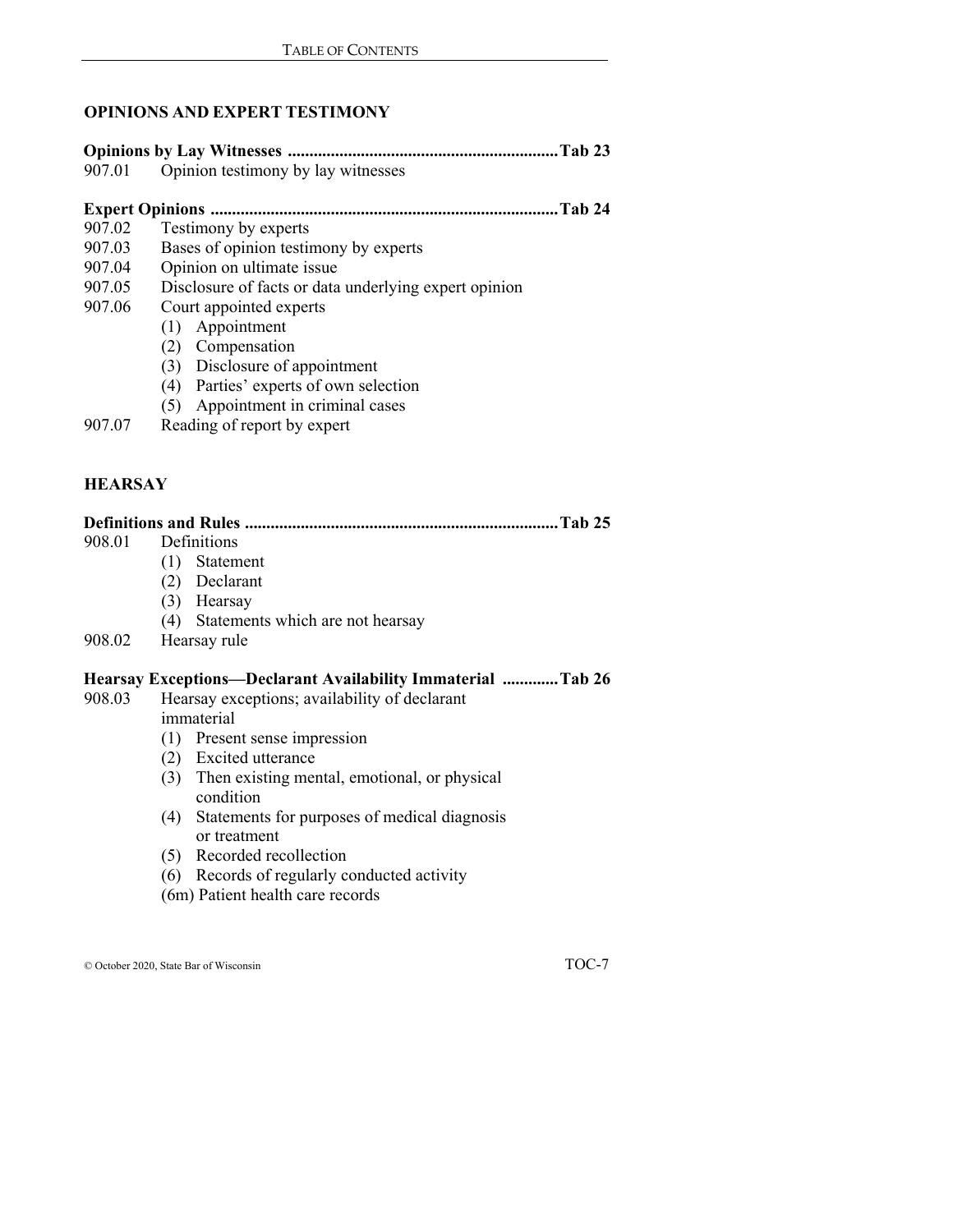## OPINIONS AND EXPERT TESTIMONY

**Opinions by Lay Witnesses ..............................................................Tab 23**

907.01 Opinion testimony by lay witnesses

**Expert Opinions ................................................................................Tab 24**

907.02 Testimony by experts
907.03 Bases of opinion testimony by experts
907.04 Opinion on ultimate issue
907.05 Disclosure of facts or data underlying expert opinion
907.06 Court appointed experts
- (1) Appointment
- (2) Compensation
- (3) Disclosure of appointment
- (4) Parties' experts of own selection
- (5) Appointment in criminal cases

907.07 Reading of report by expert

## HEARSAY

**Definitions and Rules .........................................................................Tab 25**

908.01 Definitions
- (1) Statement
- (2) Declarant
- (3) Hearsay
- (4) Statements which are not hearsay

908.02 Hearsay rule

**Hearsay Exceptions—Declarant Availability Immaterial .............Tab 26**

908.03 Hearsay exceptions; availability of declarant immaterial
- (1) Present sense impression
- (2) Excited utterance
- (3) Then existing mental, emotional, or physical condition
- (4) Statements for purposes of medical diagnosis or treatment
- (5) Recorded recollection
- (6) Records of regularly conducted activity
- (6m) Patient health care records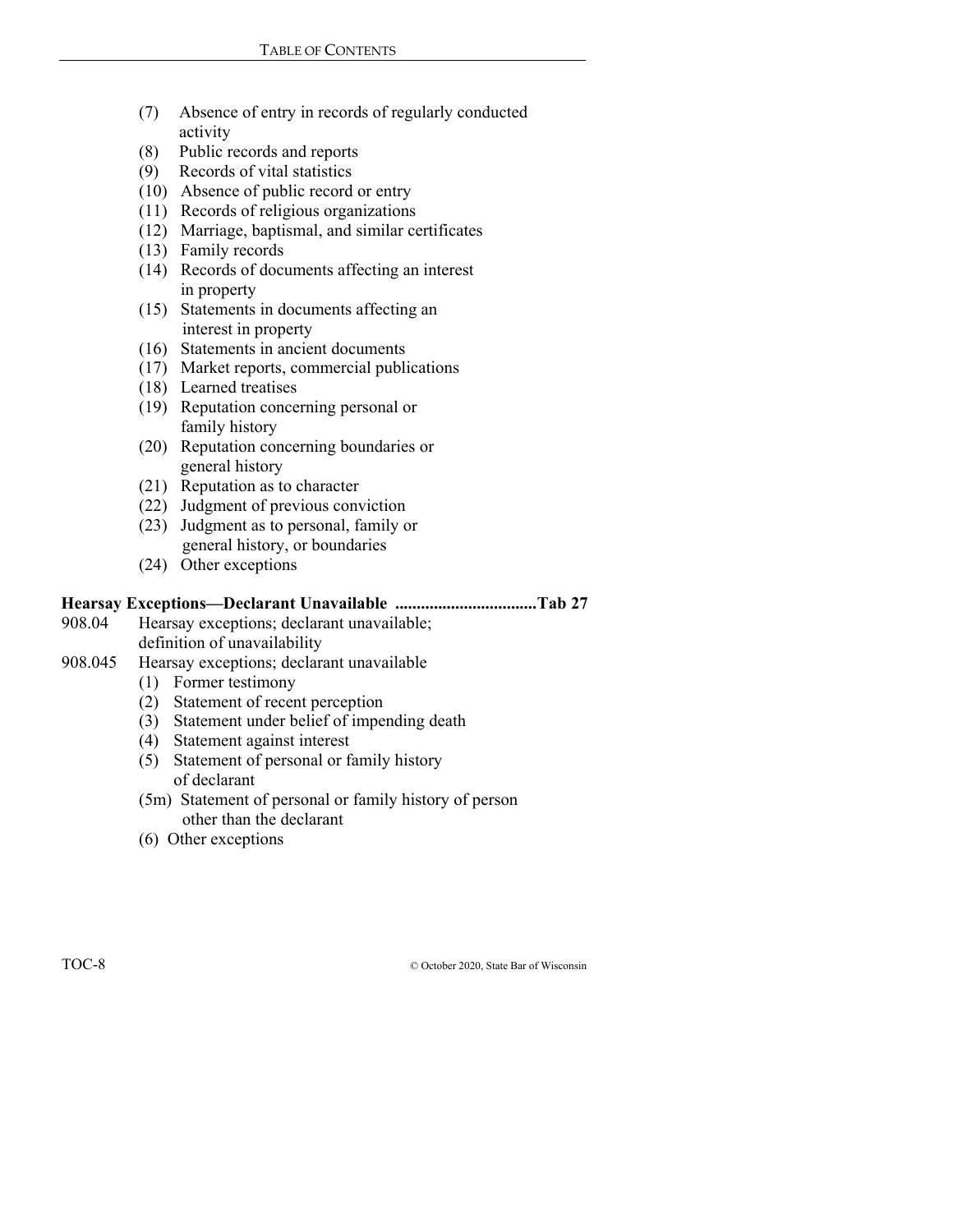(7) Absence of entry in records of regularly conducted activity
(8) Public records and reports
(9) Records of vital statistics
(10) Absence of public record or entry
(11) Records of religious organizations
(12) Marriage, baptismal, and similar certificates
(13) Family records
(14) Records of documents affecting an interest in property
(15) Statements in documents affecting an interest in property
(16) Statements in ancient documents
(17) Market reports, commercial publications
(18) Learned treatises
(19) Reputation concerning personal or family history
(20) Reputation concerning boundaries or general history
(21) Reputation as to character
(22) Judgment of previous conviction
(23) Judgment as to personal, family or general history, or boundaries
(24) Other exceptions

**Hearsay Exceptions—Declarant Unavailable .................................Tab 27**

908.04 Hearsay exceptions; declarant unavailable; definition of unavailability

908.045 Hearsay exceptions; declarant unavailable
(1) Former testimony
(2) Statement of recent perception
(3) Statement under belief of impending death
(4) Statement against interest
(5) Statement of personal or family history of declarant
(5m) Statement of personal or family history of person other than the declarant
(6) Other exceptions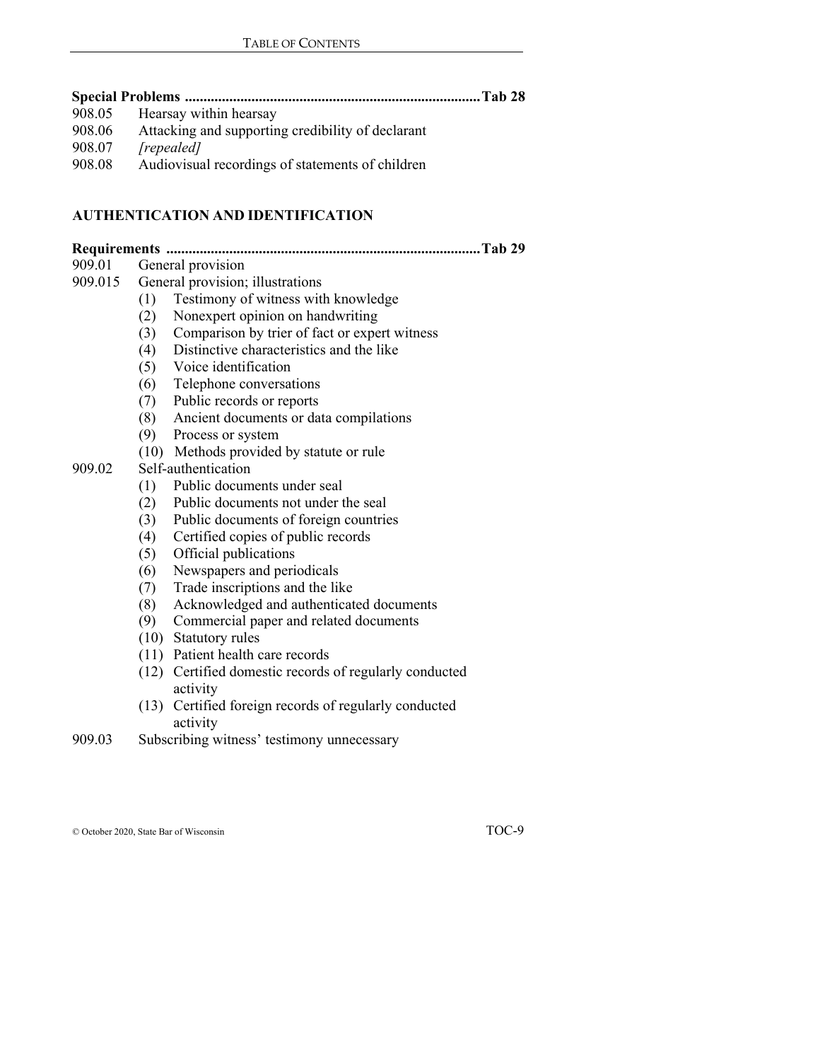**Special Problems ............................................................................... Tab 28**

908.05 Hearsay within hearsay

908.06 Attacking and supporting credibility of declarant

908.07 *[repealed]*

908.08 Audiovisual recordings of statements of children

## AUTHENTICATION AND IDENTIFICATION

**Requirements ..................................................................................... Tab 29**

909.01 General provision

909.015 General provision; illustrations

- (1) Testimony of witness with knowledge
- (2) Nonexpert opinion on handwriting
- (3) Comparison by trier of fact or expert witness
- (4) Distinctive characteristics and the like
- (5) Voice identification
- (6) Telephone conversations
- (7) Public records or reports
- (8) Ancient documents or data compilations
- (9) Process or system
- (10) Methods provided by statute or rule

909.02 Self-authentication

- (1) Public documents under seal
- (2) Public documents not under the seal
- (3) Public documents of foreign countries
- (4) Certified copies of public records
- (5) Official publications
- (6) Newspapers and periodicals
- (7) Trade inscriptions and the like
- (8) Acknowledged and authenticated documents
- (9) Commercial paper and related documents
- (10) Statutory rules
- (11) Patient health care records
- (12) Certified domestic records of regularly conducted activity
- (13) Certified foreign records of regularly conducted activity

909.03 Subscribing witness' testimony unnecessary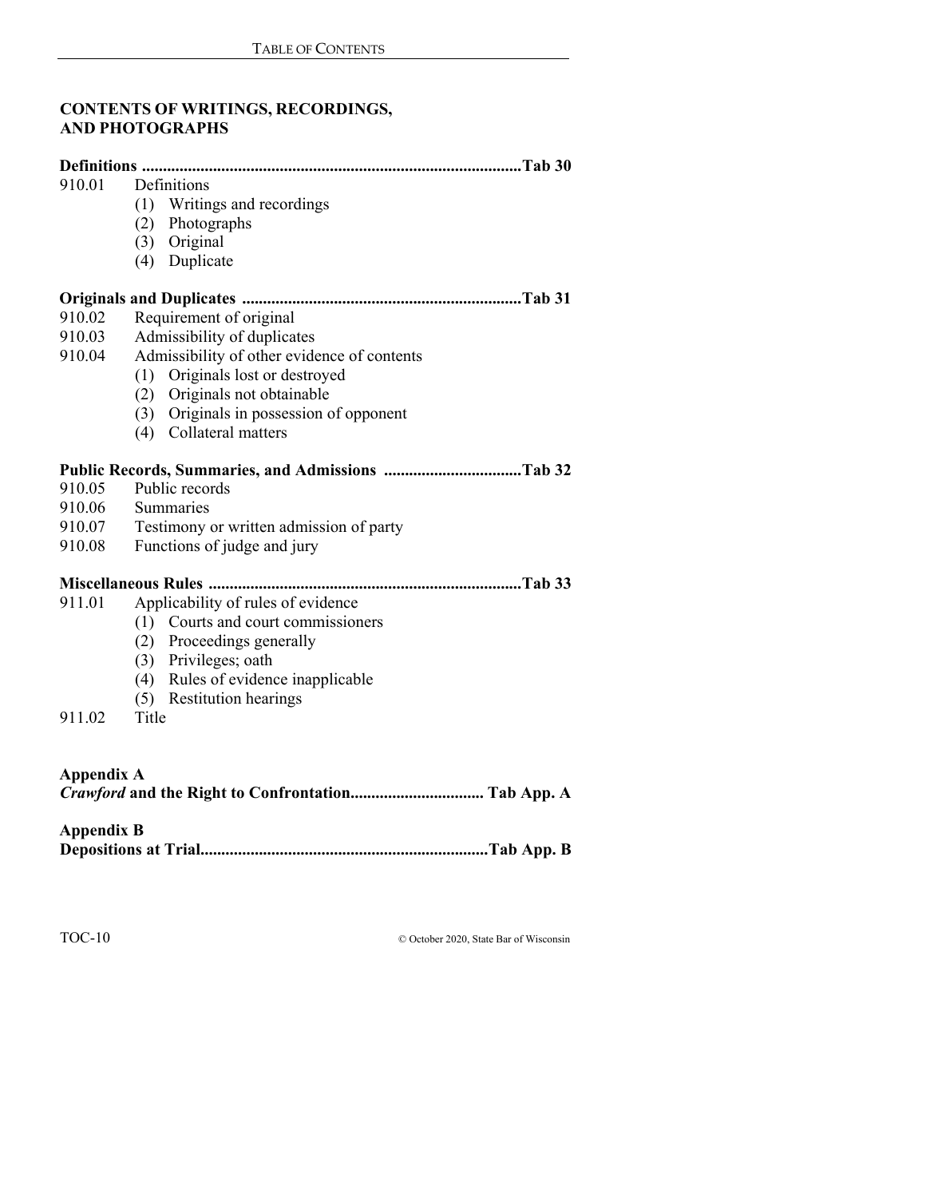## CONTENTS OF WRITINGS, RECORDINGS, AND PHOTOGRAPHS

**Definitions ..........................................................................................Tab 30**

910.01 Definitions
- (1) Writings and recordings
- (2) Photographs
- (3) Original
- (4) Duplicate

**Originals and Duplicates ..................................................................Tab 31**

910.02 Requirement of original

910.03 Admissibility of duplicates

910.04 Admissibility of other evidence of contents
- (1) Originals lost or destroyed
- (2) Originals not obtainable
- (3) Originals in possession of opponent
- (4) Collateral matters

**Public Records, Summaries, and Admissions .................................Tab 32**

910.05 Public records

910.06 Summaries

910.07 Testimony or written admission of party

910.08 Functions of judge and jury

**Miscellaneous Rules ..........................................................................Tab 33**

911.01 Applicability of rules of evidence
- (1) Courts and court commissioners
- (2) Proceedings generally
- (3) Privileges; oath
- (4) Rules of evidence inapplicable
- (5) Restitution hearings

911.02 Title

**Appendix A**

***Crawford* and the Right to Confrontation................................ Tab App. A**

**Appendix B**

**Depositions at Trial....................................................................Tab App. B**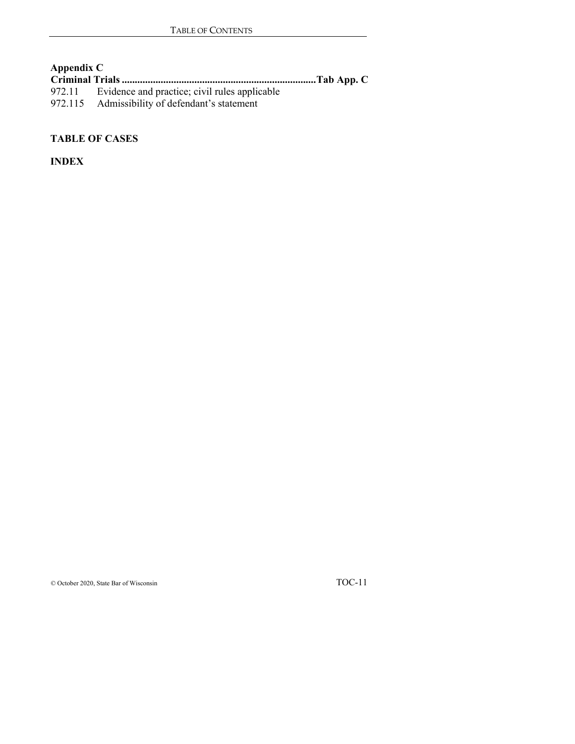**Appendix C**
**Criminal Trials ........................................................................... Tab App. C**

972.11 Evidence and practice; civil rules applicable
972.115 Admissibility of defendant's statement

**TABLE OF CASES**

**INDEX**

© October 2020, State Bar of Wisconsin